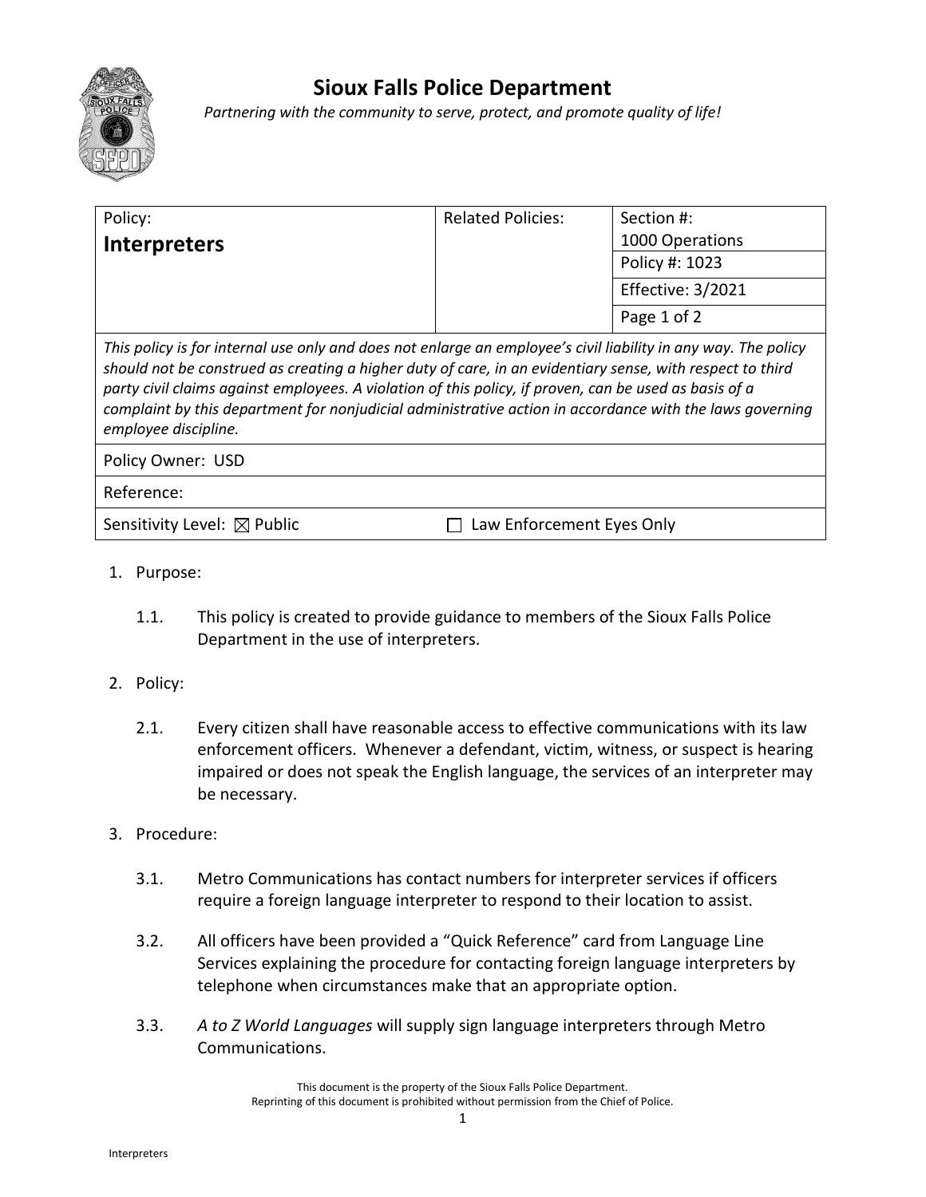# Sioux Falls Police Department

*Partnering with the community to serve, protect, and promote quality of life!*

| Policy: **Interpreters** | Related Policies: | Section #: 1000 Operations |
|---|---|---|
| | | Policy #: 1023 |
| | | Effective: 3/2021 |
| | | Page 1 of 2 |

*This policy is for internal use only and does not enlarge an employee's civil liability in any way. The policy should not be construed as creating a higher duty of care, in an evidentiary sense, with respect to third party civil claims against employees. A violation of this policy, if proven, can be used as basis of a complaint by this department for nonjudicial administrative action in accordance with the laws governing employee discipline.*

Policy Owner: USD

Reference:

Sensitivity Level: ☒ Public ☐ Law Enforcement Eyes Only

1. Purpose:

   1.1. This policy is created to provide guidance to members of the Sioux Falls Police Department in the use of interpreters.

2. Policy:

   2.1. Every citizen shall have reasonable access to effective communications with its law enforcement officers. Whenever a defendant, victim, witness, or suspect is hearing impaired or does not speak the English language, the services of an interpreter may be necessary.

3. Procedure:

   3.1. Metro Communications has contact numbers for interpreter services if officers require a foreign language interpreter to respond to their location to assist.

   3.2. All officers have been provided a "Quick Reference" card from Language Line Services explaining the procedure for contacting foreign language interpreters by telephone when circumstances make that an appropriate option.

   3.3. *A to Z World Languages* will supply sign language interpreters through Metro Communications.

This document is the property of the Sioux Falls Police Department.
Reprinting of this document is prohibited without permission from the Chief of Police.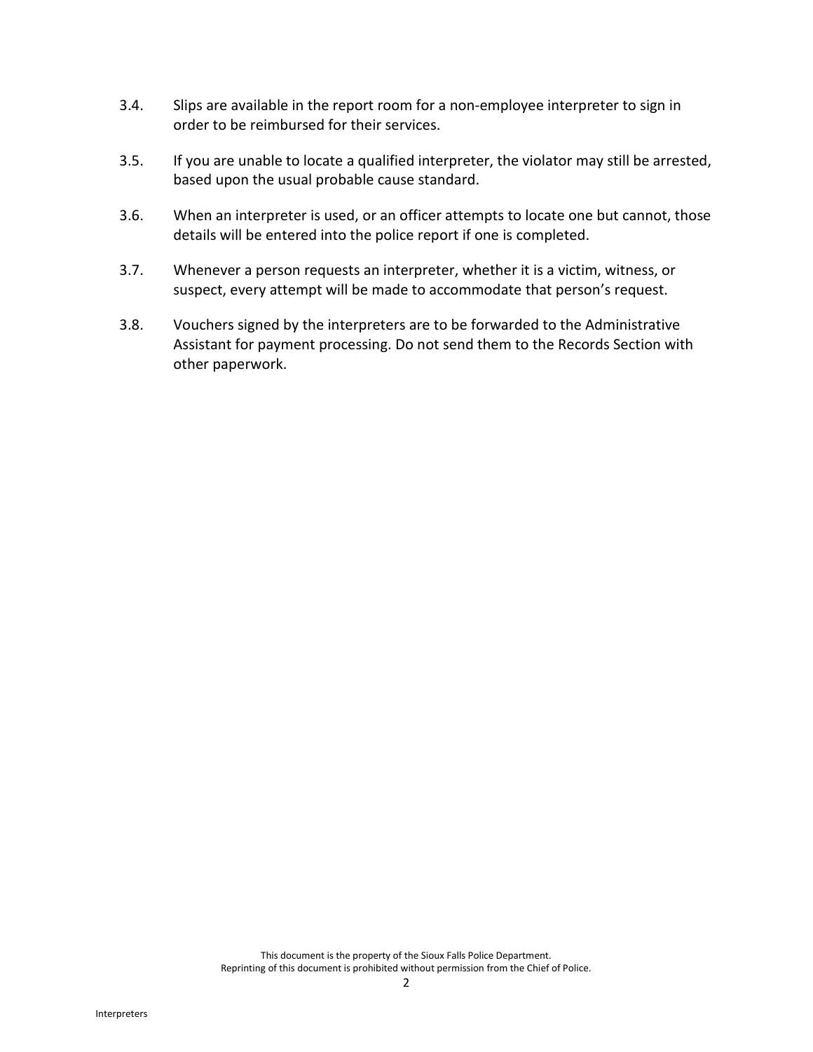3.4. Slips are available in the report room for a non-employee interpreter to sign in order to be reimbursed for their services.

3.5. If you are unable to locate a qualified interpreter, the violator may still be arrested, based upon the usual probable cause standard.

3.6. When an interpreter is used, or an officer attempts to locate one but cannot, those details will be entered into the police report if one is completed.

3.7. Whenever a person requests an interpreter, whether it is a victim, witness, or suspect, every attempt will be made to accommodate that person's request.

3.8. Vouchers signed by the interpreters are to be forwarded to the Administrative Assistant for payment processing. Do not send them to the Records Section with other paperwork.